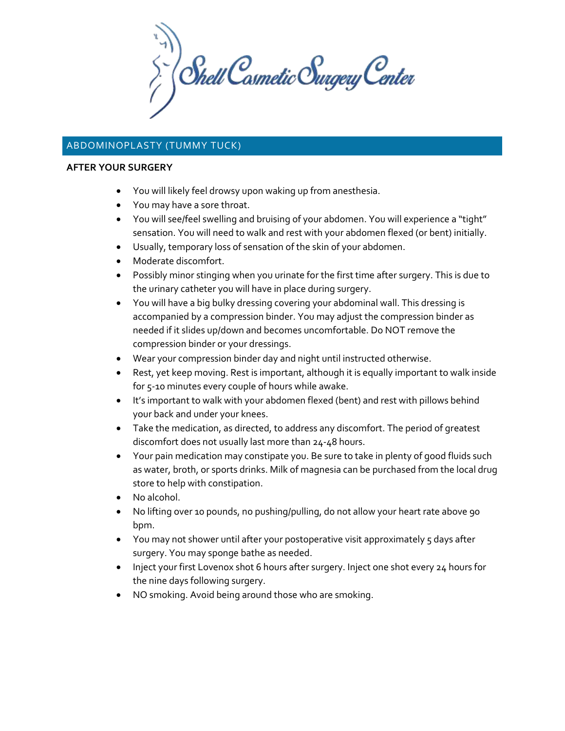Shell Cosmetic Surgery Center

## ABDOMINOPLASTY (TUMMY TUCK)

**AFTER YOUR SURGERY**

- You will likely feel drowsy upon waking up from anesthesia.
- You may have a sore throat.
- You will see/feel swelling and bruising of your abdomen. You will experience a "tight" sensation. You will need to walk and rest with your abdomen flexed (or bent) initially.
- Usually, temporary loss of sensation of the skin of your abdomen.
- Moderate discomfort.
- Possibly minor stinging when you urinate for the first time after surgery. This is due to the urinary catheter you will have in place during surgery.
- You will have a big bulky dressing covering your abdominal wall. This dressing is accompanied by a compression binder. You may adjust the compression binder as needed if it slides up/down and becomes uncomfortable. Do NOT remove the compression binder or your dressings.
- Wear your compression binder day and night until instructed otherwise.
- Rest, yet keep moving. Rest is important, although it is equally important to walk inside for 5-10 minutes every couple of hours while awake.
- It's important to walk with your abdomen flexed (bent) and rest with pillows behind your back and under your knees.
- Take the medication, as directed, to address any discomfort. The period of greatest discomfort does not usually last more than 24-48 hours.
- Your pain medication may constipate you. Be sure to take in plenty of good fluids such as water, broth, or sports drinks. Milk of magnesia can be purchased from the local drug store to help with constipation.
- No alcohol.
- No lifting over 10 pounds, no pushing/pulling, do not allow your heart rate above 90 bpm.
- You may not shower until after your postoperative visit approximately 5 days after surgery. You may sponge bathe as needed.
- Inject your first Lovenox shot 6 hours after surgery. Inject one shot every 24 hours for the nine days following surgery.
- NO smoking. Avoid being around those who are smoking.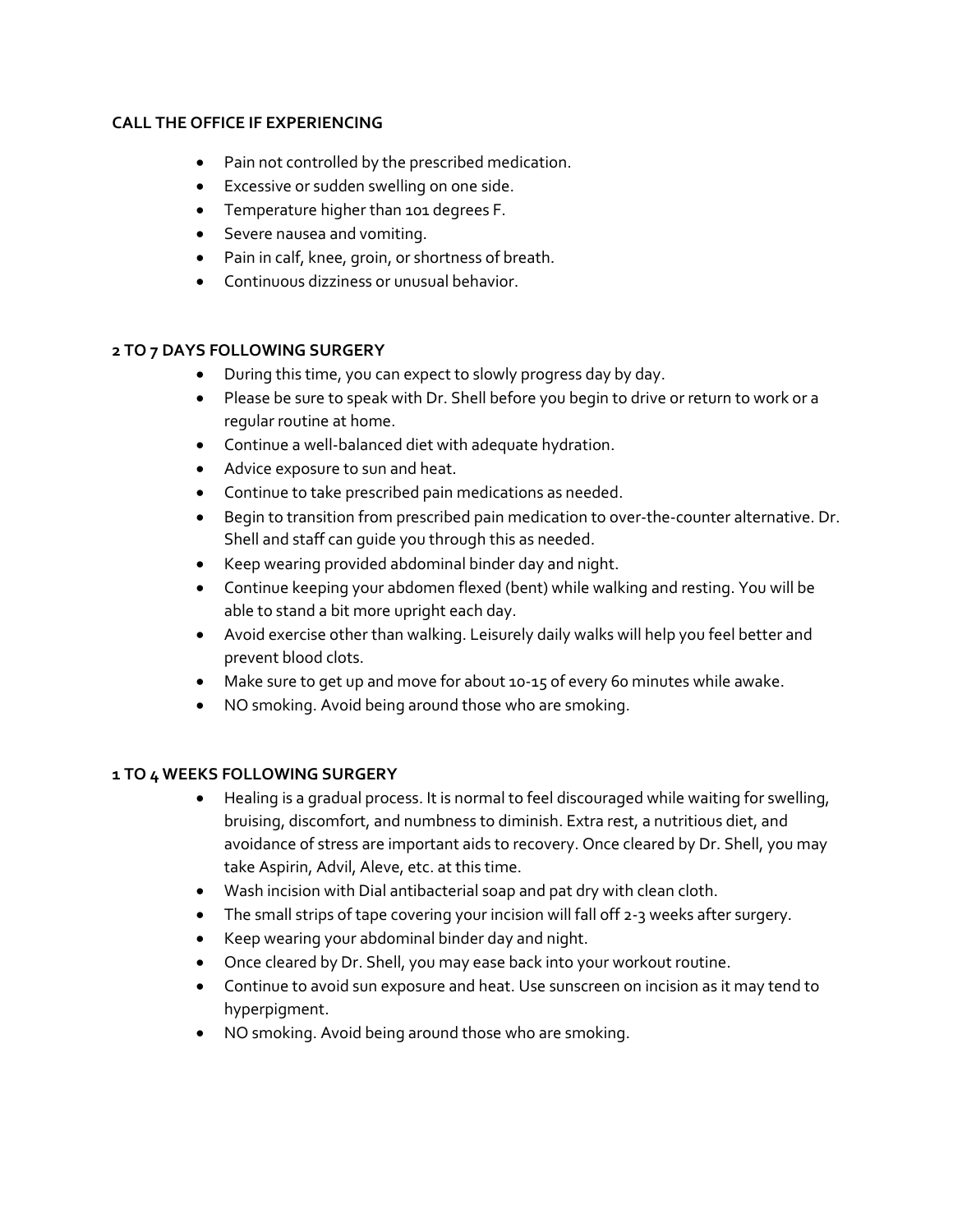**CALL THE OFFICE IF EXPERIENCING**

- Pain not controlled by the prescribed medication.
- Excessive or sudden swelling on one side.
- Temperature higher than 101 degrees F.
- Severe nausea and vomiting.
- Pain in calf, knee, groin, or shortness of breath.
- Continuous dizziness or unusual behavior.

**2 TO 7 DAYS FOLLOWING SURGERY**

- During this time, you can expect to slowly progress day by day.
- Please be sure to speak with Dr. Shell before you begin to drive or return to work or a regular routine at home.
- Continue a well-balanced diet with adequate hydration.
- Advice exposure to sun and heat.
- Continue to take prescribed pain medications as needed.
- Begin to transition from prescribed pain medication to over-the-counter alternative. Dr. Shell and staff can guide you through this as needed.
- Keep wearing provided abdominal binder day and night.
- Continue keeping your abdomen flexed (bent) while walking and resting. You will be able to stand a bit more upright each day.
- Avoid exercise other than walking. Leisurely daily walks will help you feel better and prevent blood clots.
- Make sure to get up and move for about 10-15 of every 60 minutes while awake.
- NO smoking. Avoid being around those who are smoking.

**1 TO 4 WEEKS FOLLOWING SURGERY**

- Healing is a gradual process. It is normal to feel discouraged while waiting for swelling, bruising, discomfort, and numbness to diminish. Extra rest, a nutritious diet, and avoidance of stress are important aids to recovery. Once cleared by Dr. Shell, you may take Aspirin, Advil, Aleve, etc. at this time.
- Wash incision with Dial antibacterial soap and pat dry with clean cloth.
- The small strips of tape covering your incision will fall off 2-3 weeks after surgery.
- Keep wearing your abdominal binder day and night.
- Once cleared by Dr. Shell, you may ease back into your workout routine.
- Continue to avoid sun exposure and heat. Use sunscreen on incision as it may tend to hyperpigment.
- NO smoking. Avoid being around those who are smoking.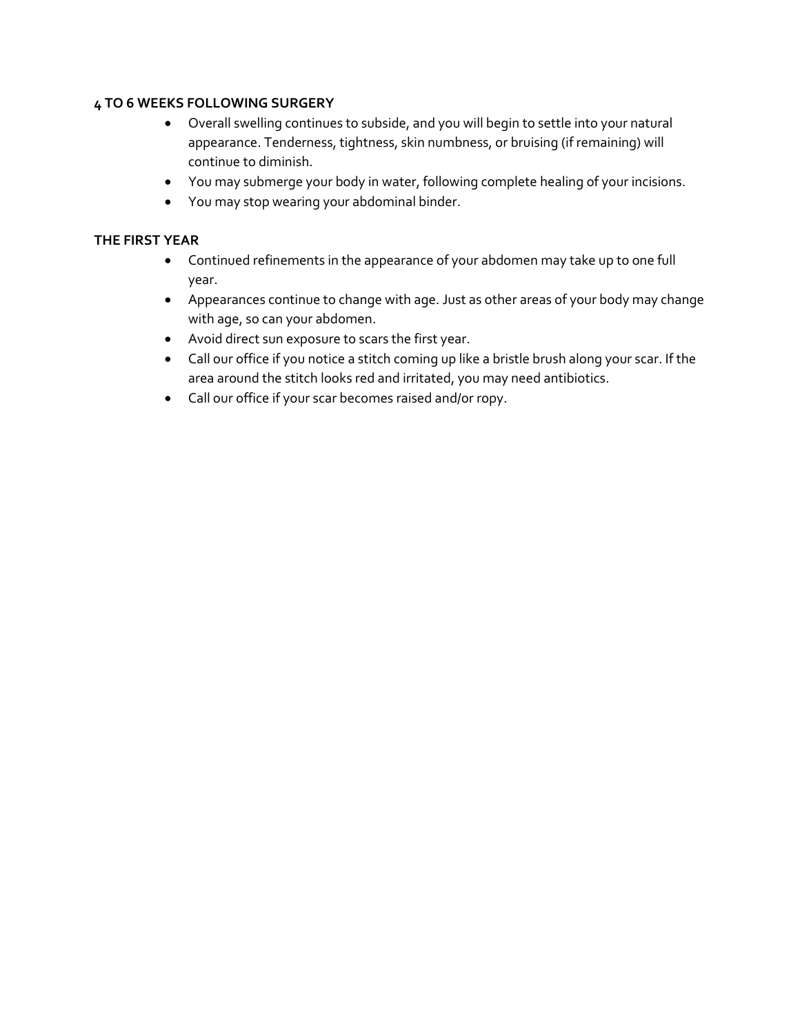**4 TO 6 WEEKS FOLLOWING SURGERY**

- Overall swelling continues to subside, and you will begin to settle into your natural appearance. Tenderness, tightness, skin numbness, or bruising (if remaining) will continue to diminish.
- You may submerge your body in water, following complete healing of your incisions.
- You may stop wearing your abdominal binder.

**THE FIRST YEAR**

- Continued refinements in the appearance of your abdomen may take up to one full year.
- Appearances continue to change with age. Just as other areas of your body may change with age, so can your abdomen.
- Avoid direct sun exposure to scars the first year.
- Call our office if you notice a stitch coming up like a bristle brush along your scar. If the area around the stitch looks red and irritated, you may need antibiotics.
- Call our office if your scar becomes raised and/or ropy.